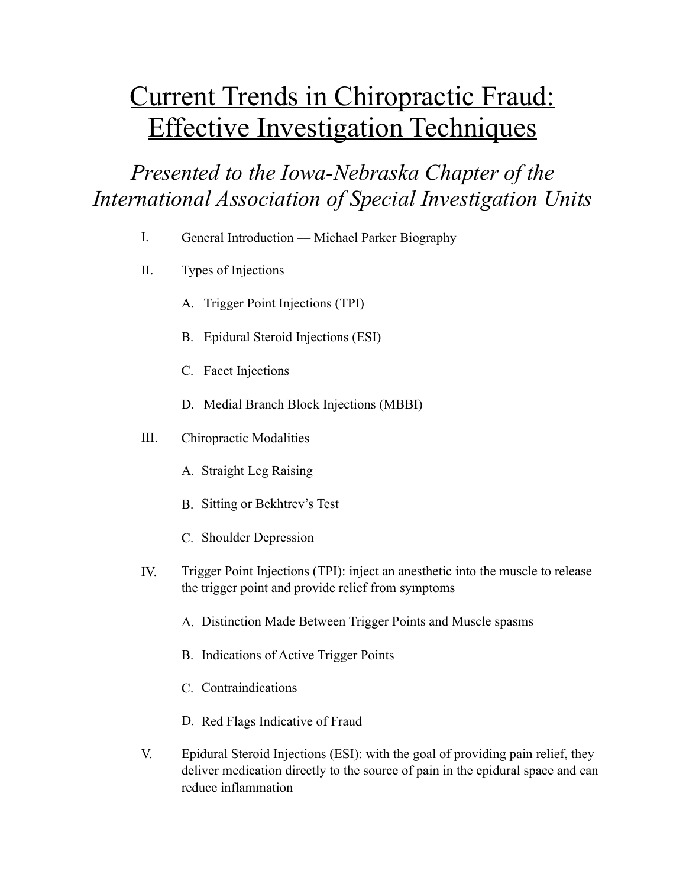# Current Trends in Chiropractic Fraud: Effective Investigation Techniques

## *Presented to the Iowa-Nebraska Chapter of the International Association of Special Investigation Units*

I. General Introduction — Michael Parker Biography

II. Types of Injections

  A. Trigger Point Injections (TPI)

  B. Epidural Steroid Injections (ESI)

  C. Facet Injections

  D. Medial Branch Block Injections (MBBI)

III. Chiropractic Modalities

  A. Straight Leg Raising

  B. Sitting or Bekhtrev's Test

  C. Shoulder Depression

IV. Trigger Point Injections (TPI): inject an anesthetic into the muscle to release the trigger point and provide relief from symptoms

  A. Distinction Made Between Trigger Points and Muscle spasms

  B. Indications of Active Trigger Points

  C. Contraindications

  D. Red Flags Indicative of Fraud

V. Epidural Steroid Injections (ESI): with the goal of providing pain relief, they deliver medication directly to the source of pain in the epidural space and can reduce inflammation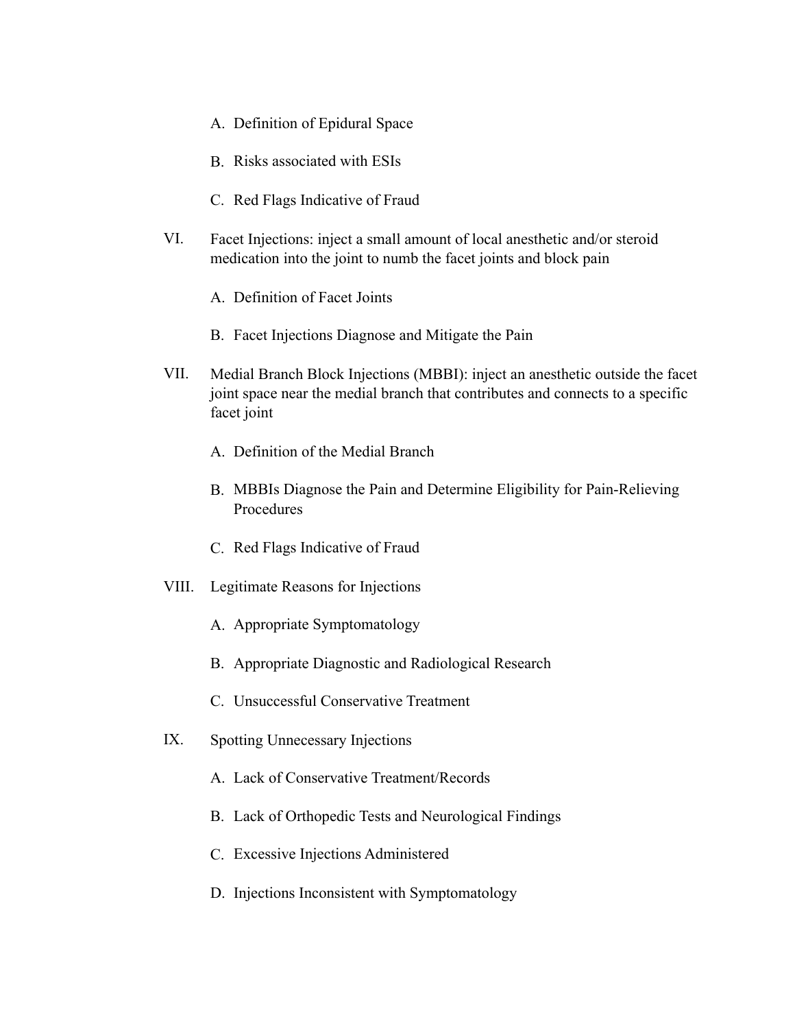A. Definition of Epidural Space

   B. Risks associated with ESIs

   C. Red Flags Indicative of Fraud

VI. Facet Injections: inject a small amount of local anesthetic and/or steroid medication into the joint to numb the facet joints and block pain

   A. Definition of Facet Joints

   B. Facet Injections Diagnose and Mitigate the Pain

VII. Medial Branch Block Injections (MBBI): inject an anesthetic outside the facet joint space near the medial branch that contributes and connects to a specific facet joint

   A. Definition of the Medial Branch

   B. MBBIs Diagnose the Pain and Determine Eligibility for Pain-Relieving Procedures

   C. Red Flags Indicative of Fraud

VIII. Legitimate Reasons for Injections

   A. Appropriate Symptomatology

   B. Appropriate Diagnostic and Radiological Research

   C. Unsuccessful Conservative Treatment

IX. Spotting Unnecessary Injections

   A. Lack of Conservative Treatment/Records

   B. Lack of Orthopedic Tests and Neurological Findings

   C. Excessive Injections Administered

   D. Injections Inconsistent with Symptomatology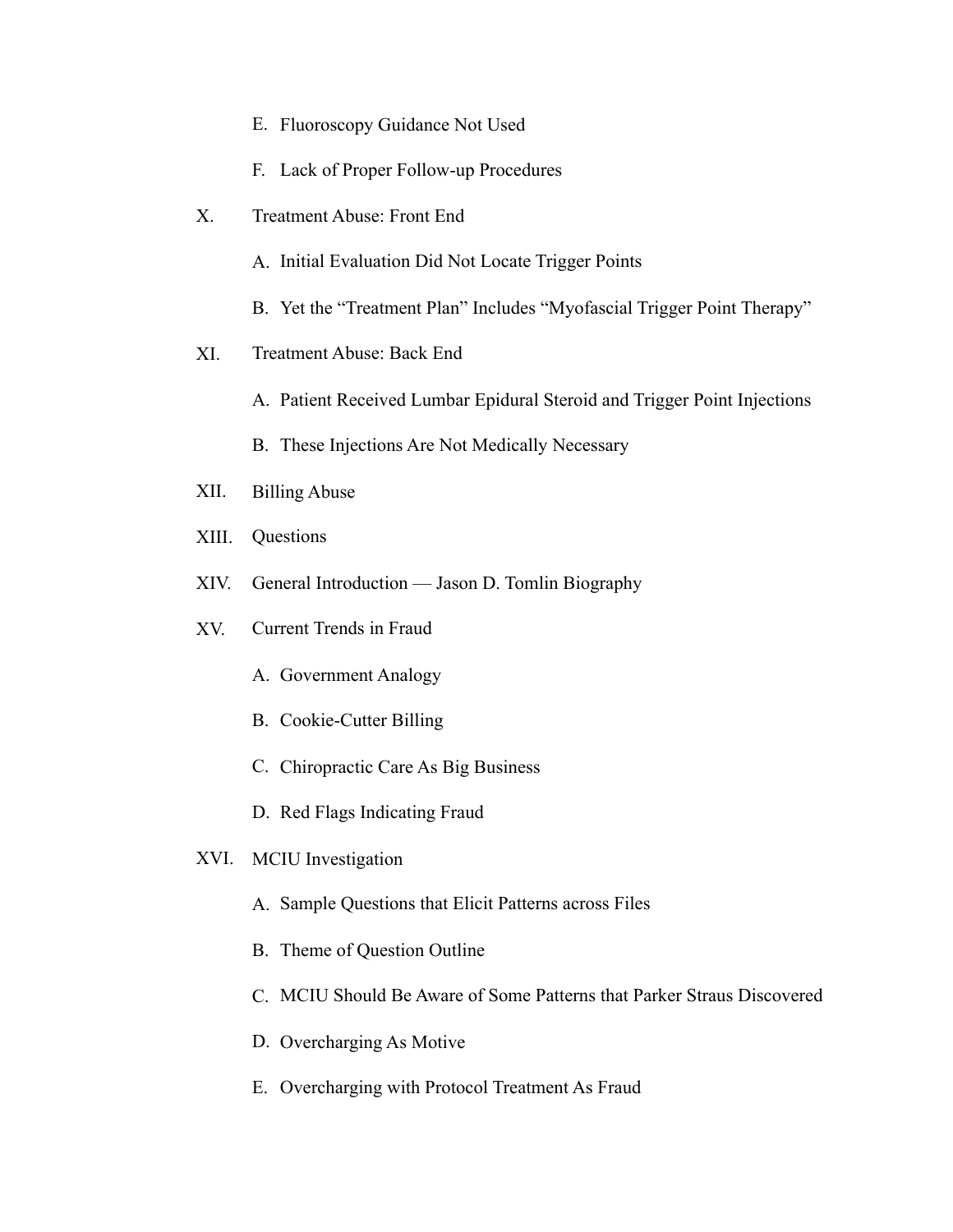E. Fluoroscopy Guidance Not Used

   F. Lack of Proper Follow-up Procedures

X. Treatment Abuse: Front End

   A. Initial Evaluation Did Not Locate Trigger Points

   B. Yet the "Treatment Plan" Includes "Myofascial Trigger Point Therapy"

XI. Treatment Abuse: Back End

   A. Patient Received Lumbar Epidural Steroid and Trigger Point Injections

   B. These Injections Are Not Medically Necessary

XII. Billing Abuse

XIII. Questions

XIV. General Introduction — Jason D. Tomlin Biography

XV. Current Trends in Fraud

   A. Government Analogy

   B. Cookie-Cutter Billing

   C. Chiropractic Care As Big Business

   D. Red Flags Indicating Fraud

XVI. MCIU Investigation

   A. Sample Questions that Elicit Patterns across Files

   B. Theme of Question Outline

   C. MCIU Should Be Aware of Some Patterns that Parker Straus Discovered

   D. Overcharging As Motive

   E. Overcharging with Protocol Treatment As Fraud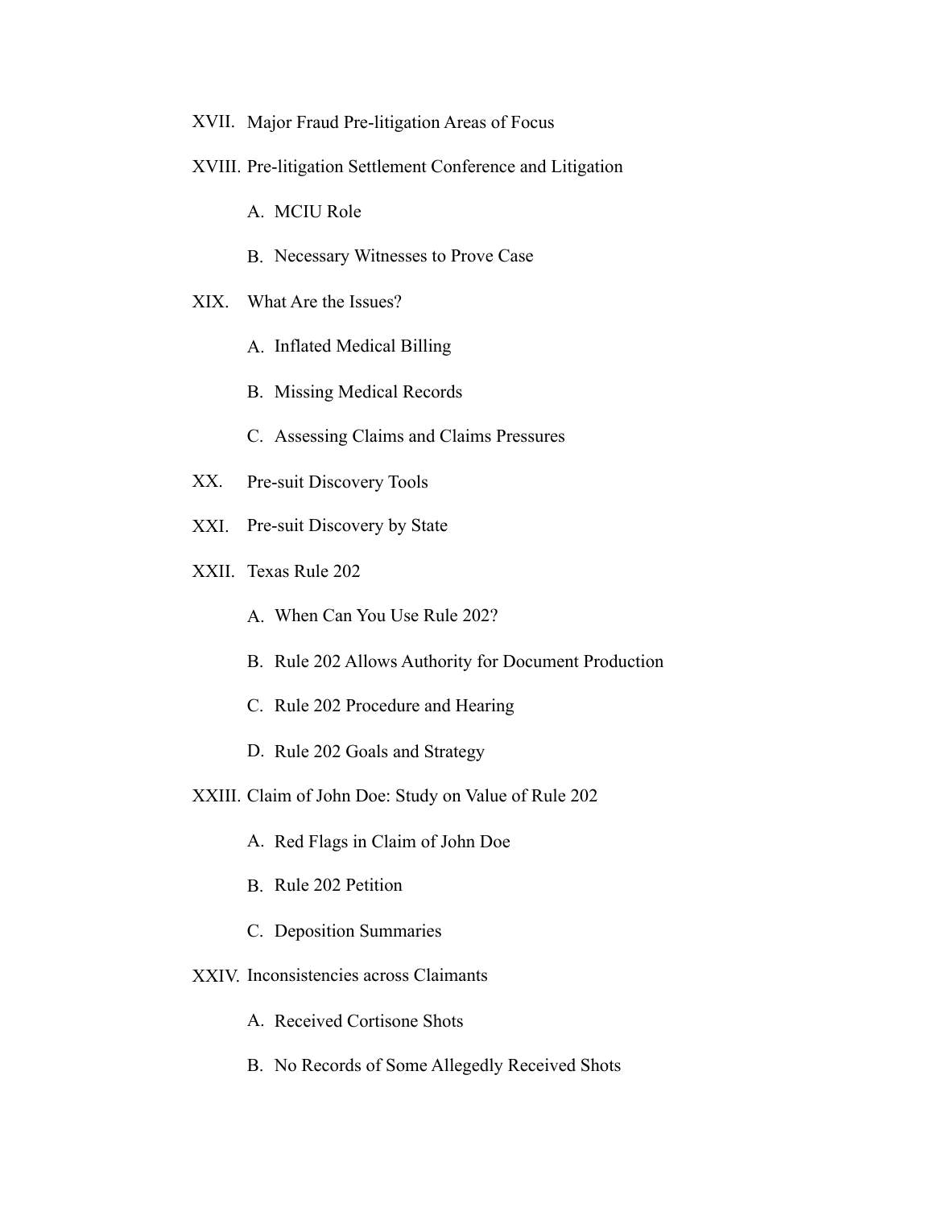XVII. Major Fraud Pre-litigation Areas of Focus

XVIII. Pre-litigation Settlement Conference and Litigation

  A. MCIU Role

  B. Necessary Witnesses to Prove Case

XIX. What Are the Issues?

  A. Inflated Medical Billing

  B. Missing Medical Records

  C. Assessing Claims and Claims Pressures

XX. Pre-suit Discovery Tools

XXI. Pre-suit Discovery by State

XXII. Texas Rule 202

  A. When Can You Use Rule 202?

  B. Rule 202 Allows Authority for Document Production

  C. Rule 202 Procedure and Hearing

  D. Rule 202 Goals and Strategy

XXIII. Claim of John Doe: Study on Value of Rule 202

  A. Red Flags in Claim of John Doe

  B. Rule 202 Petition

  C. Deposition Summaries

XXIV. Inconsistencies across Claimants

  A. Received Cortisone Shots

  B. No Records of Some Allegedly Received Shots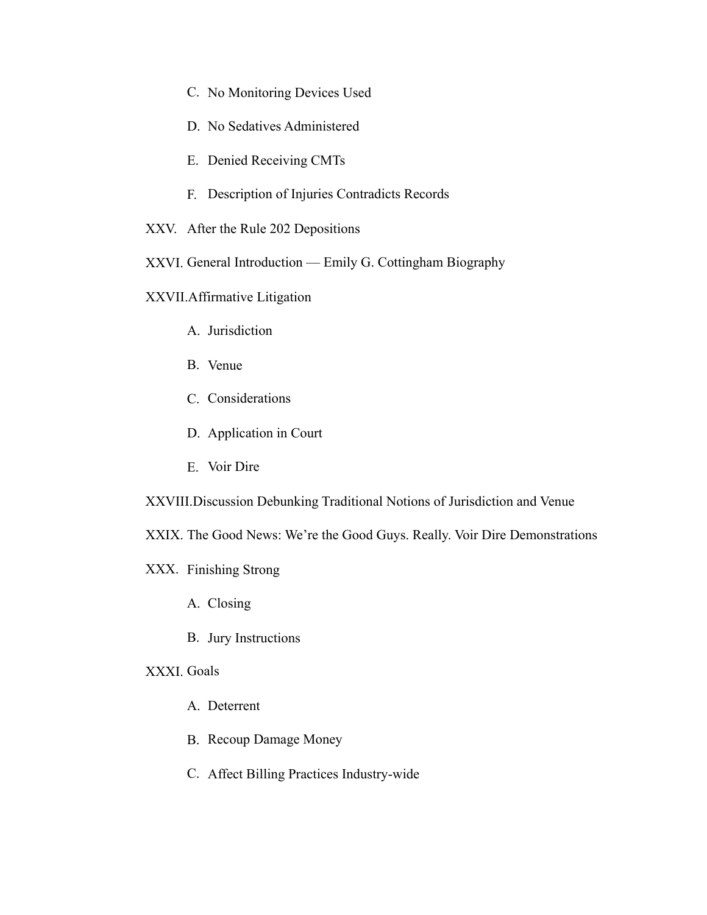C. No Monitoring Devices Used

D. No Sedatives Administered

E. Denied Receiving CMTs

F. Description of Injuries Contradicts Records

XXV. After the Rule 202 Depositions

XXVI. General Introduction — Emily G. Cottingham Biography

XXVII. Affirmative Litigation

A. Jurisdiction

B. Venue

C. Considerations

D. Application in Court

E. Voir Dire

XXVIII. Discussion Debunking Traditional Notions of Jurisdiction and Venue

XXIX. The Good News: We're the Good Guys. Really. Voir Dire Demonstrations

XXX. Finishing Strong

A. Closing

B. Jury Instructions

XXXI. Goals

A. Deterrent

B. Recoup Damage Money

C. Affect Billing Practices Industry-wide